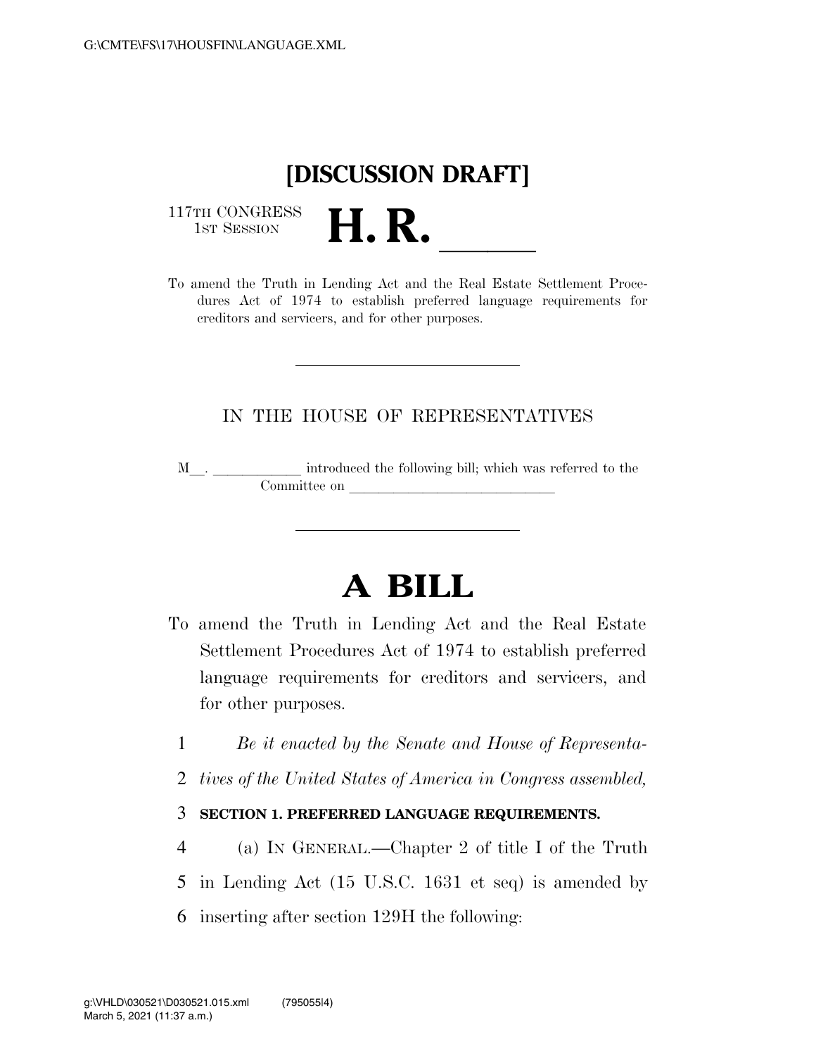# [DISCUSSION DRAFT]

117TH CONGRESS
1ST SESSION

# H. R. \_\_\_\_\_

To amend the Truth in Lending Act and the Real Estate Settlement Procedures Act of 1974 to establish preferred language requirements for creditors and servicers, and for other purposes.

---

IN THE HOUSE OF REPRESENTATIVES

M\_\_. \_\_\_\_\_\_\_\_\_\_\_\_ introduced the following bill; which was referred to the Committee on \_\_\_\_\_\_\_\_\_\_\_\_\_\_\_\_\_\_\_\_\_\_\_\_\_\_\_\_

---

# A BILL

To amend the Truth in Lending Act and the Real Estate Settlement Procedures Act of 1974 to establish preferred language requirements for creditors and servicers, and for other purposes.

1 *Be it enacted by the Senate and House of Representa-*
2 *tives of the United States of America in Congress assembled,*

3 **SECTION 1. PREFERRED LANGUAGE REQUIREMENTS.**

4 (a) IN GENERAL.—Chapter 2 of title I of the Truth
5 in Lending Act (15 U.S.C. 1631 et seq) is amended by
6 inserting after section 129H the following: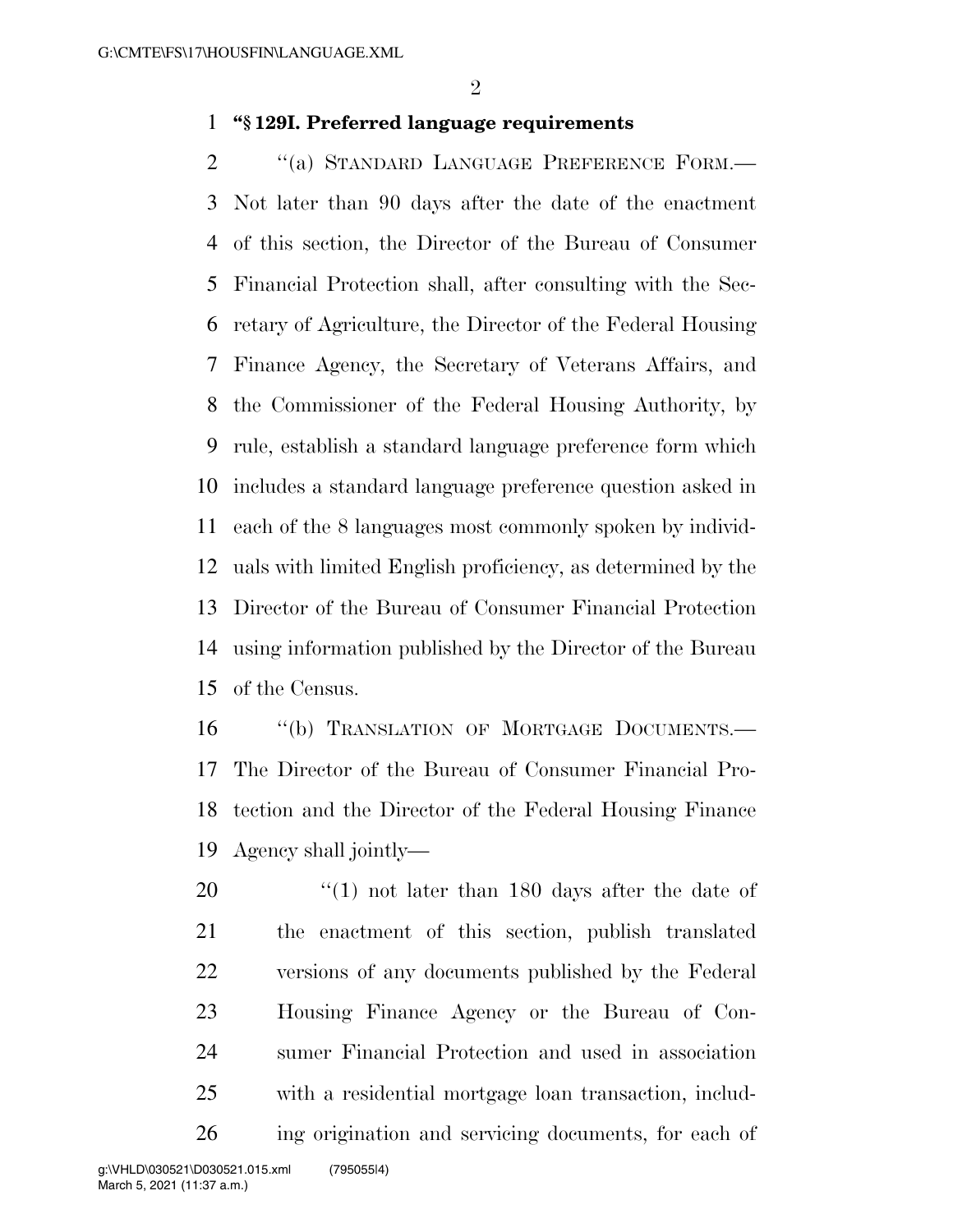**"§ 129I. Preferred language requirements**

"(a) STANDARD LANGUAGE PREFERENCE FORM.— Not later than 90 days after the date of the enactment of this section, the Director of the Bureau of Consumer Financial Protection shall, after consulting with the Secretary of Agriculture, the Director of the Federal Housing Finance Agency, the Secretary of Veterans Affairs, and the Commissioner of the Federal Housing Authority, by rule, establish a standard language preference form which includes a standard language preference question asked in each of the 8 languages most commonly spoken by individuals with limited English proficiency, as determined by the Director of the Bureau of Consumer Financial Protection using information published by the Director of the Bureau of the Census.

"(b) TRANSLATION OF MORTGAGE DOCUMENTS.— The Director of the Bureau of Consumer Financial Protection and the Director of the Federal Housing Finance Agency shall jointly—

"(1) not later than 180 days after the date of the enactment of this section, publish translated versions of any documents published by the Federal Housing Finance Agency or the Bureau of Consumer Financial Protection and used in association with a residential mortgage loan transaction, including origination and servicing documents, for each of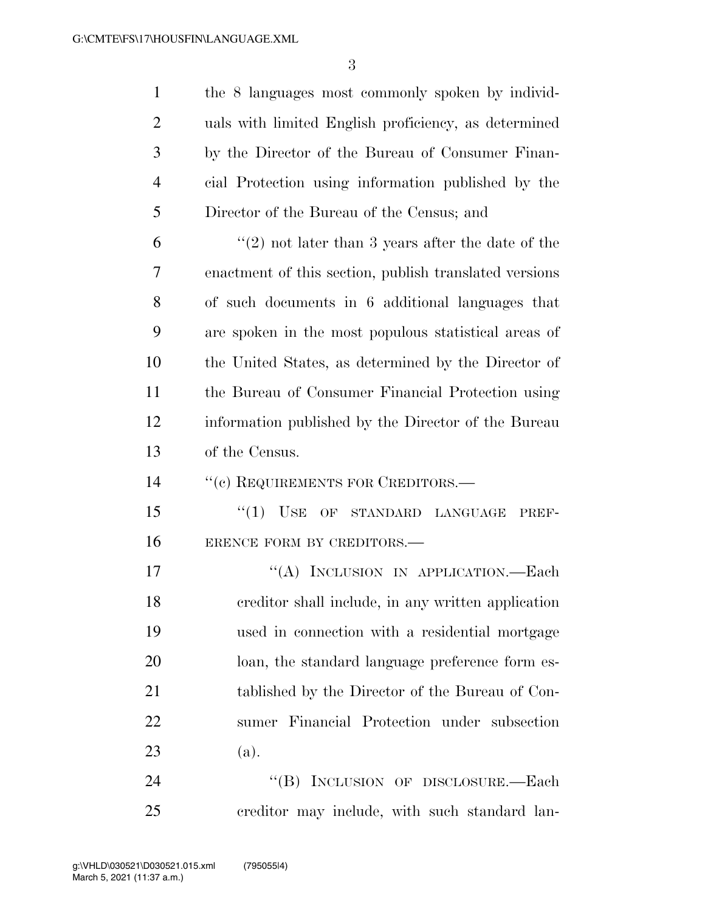the 8 languages most commonly spoken by individuals with limited English proficiency, as determined by the Director of the Bureau of Consumer Financial Protection using information published by the Director of the Bureau of the Census; and

"(2) not later than 3 years after the date of the enactment of this section, publish translated versions of such documents in 6 additional languages that are spoken in the most populous statistical areas of the United States, as determined by the Director of the Bureau of Consumer Financial Protection using information published by the Director of the Bureau of the Census.

"(c) REQUIREMENTS FOR CREDITORS.—

"(1) USE OF STANDARD LANGUAGE PREFERENCE FORM BY CREDITORS.—

"(A) INCLUSION IN APPLICATION.—Each creditor shall include, in any written application used in connection with a residential mortgage loan, the standard language preference form established by the Director of the Bureau of Consumer Financial Protection under subsection (a).

"(B) INCLUSION OF DISCLOSURE.—Each creditor may include, with such standard lan-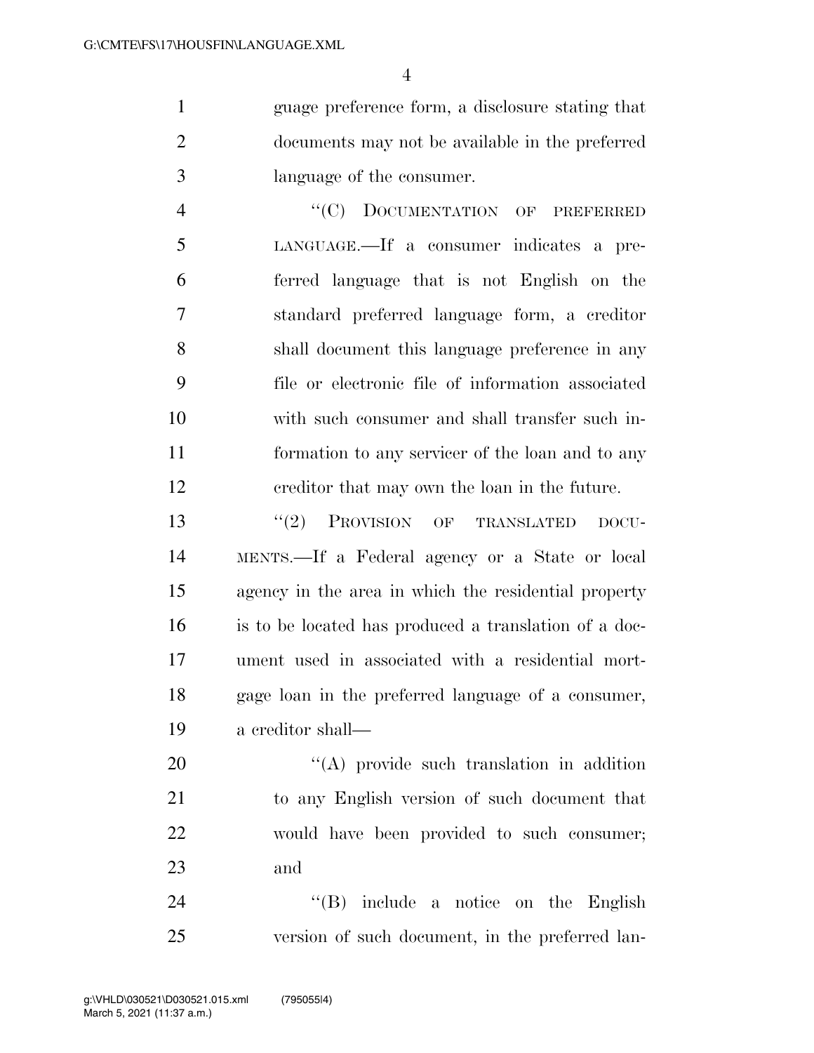guage preference form, a disclosure stating that documents may not be available in the preferred language of the consumer.

"(C) DOCUMENTATION OF PREFERRED LANGUAGE.—If a consumer indicates a preferred language that is not English on the standard preferred language form, a creditor shall document this language preference in any file or electronic file of information associated with such consumer and shall transfer such information to any servicer of the loan and to any creditor that may own the loan in the future.

"(2) PROVISION OF TRANSLATED DOCUMENTS.—If a Federal agency or a State or local agency in the area in which the residential property is to be located has produced a translation of a document used in associated with a residential mortgage loan in the preferred language of a consumer, a creditor shall—

"(A) provide such translation in addition to any English version of such document that would have been provided to such consumer; and

"(B) include a notice on the English version of such document, in the preferred lan-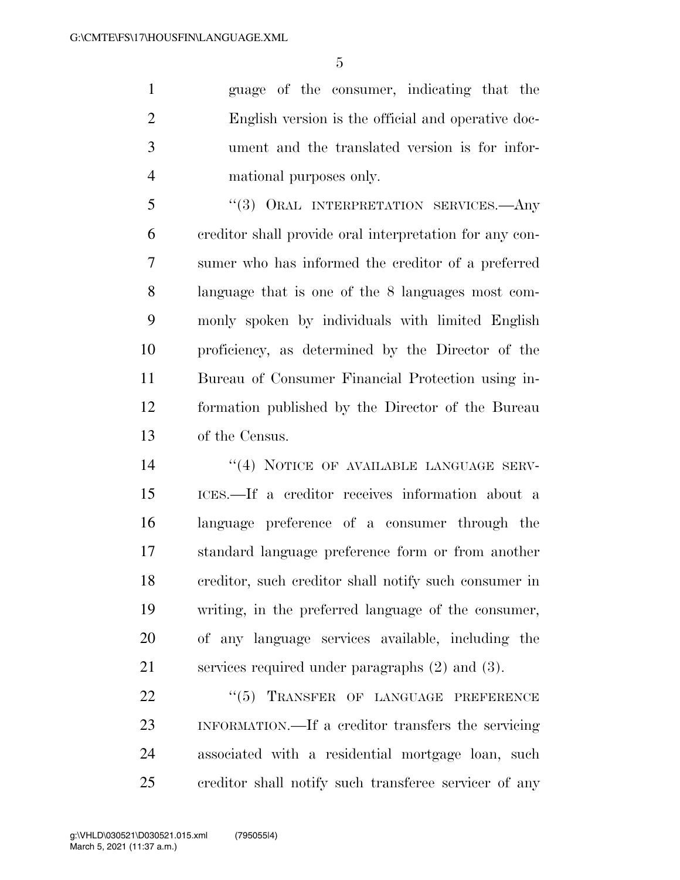guage of the consumer, indicating that the English version is the official and operative document and the translated version is for informational purposes only.

"(3) ORAL INTERPRETATION SERVICES.—Any creditor shall provide oral interpretation for any consumer who has informed the creditor of a preferred language that is one of the 8 languages most commonly spoken by individuals with limited English proficiency, as determined by the Director of the Bureau of Consumer Financial Protection using information published by the Director of the Bureau of the Census.

"(4) NOTICE OF AVAILABLE LANGUAGE SERVICES.—If a creditor receives information about a language preference of a consumer through the standard language preference form or from another creditor, such creditor shall notify such consumer in writing, in the preferred language of the consumer, of any language services available, including the services required under paragraphs (2) and (3).

"(5) TRANSFER OF LANGUAGE PREFERENCE INFORMATION.—If a creditor transfers the servicing associated with a residential mortgage loan, such creditor shall notify such transferee servicer of any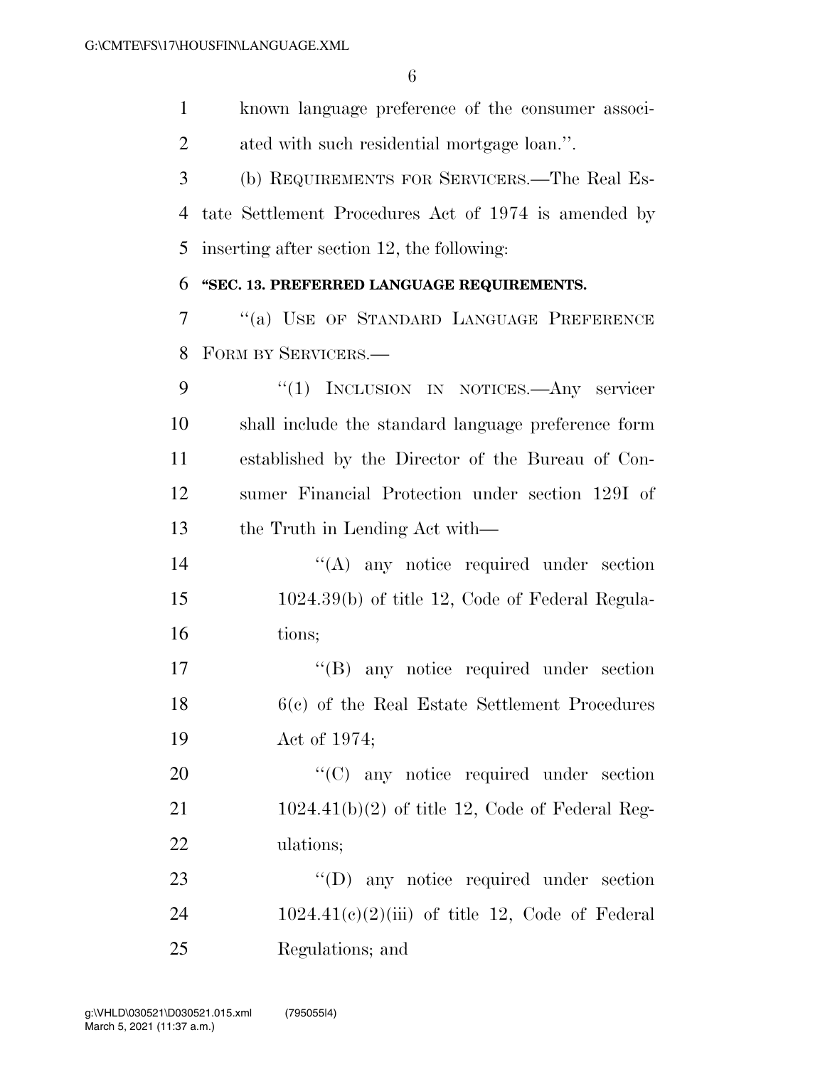known language preference of the consumer associated with such residential mortgage loan.''.

(b) REQUIREMENTS FOR SERVICERS.—The Real Estate Settlement Procedures Act of 1974 is amended by inserting after section 12, the following:

**''SEC. 13. PREFERRED LANGUAGE REQUIREMENTS.**

''(a) USE OF STANDARD LANGUAGE PREFERENCE FORM BY SERVICERS.—

''(1) INCLUSION IN NOTICES.—Any servicer shall include the standard language preference form established by the Director of the Bureau of Consumer Financial Protection under section 129I of the Truth in Lending Act with—

''(A) any notice required under section 1024.39(b) of title 12, Code of Federal Regulations;

''(B) any notice required under section 6(c) of the Real Estate Settlement Procedures Act of 1974;

''(C) any notice required under section 1024.41(b)(2) of title 12, Code of Federal Regulations;

''(D) any notice required under section 1024.41(c)(2)(iii) of title 12, Code of Federal Regulations; and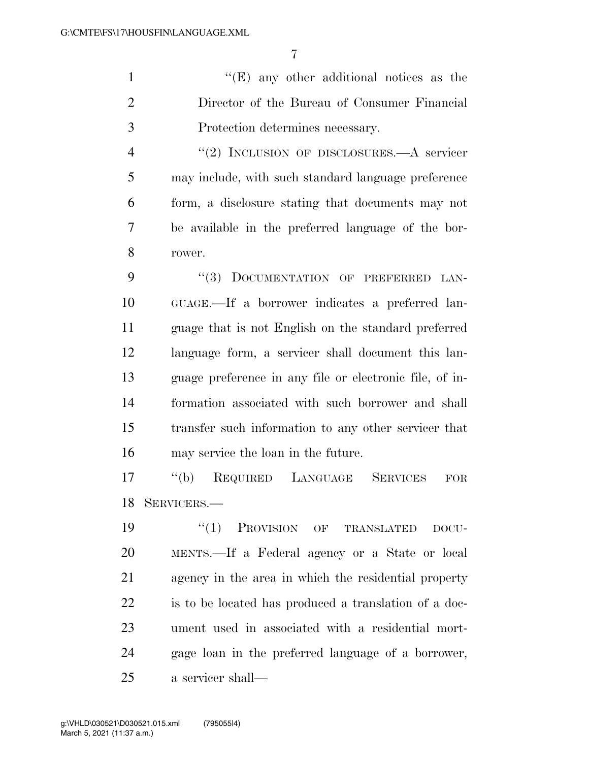"(E) any other additional notices as the Director of the Bureau of Consumer Financial Protection determines necessary.

"(2) INCLUSION OF DISCLOSURES.—A servicer may include, with such standard language preference form, a disclosure stating that documents may not be available in the preferred language of the borrower.

"(3) DOCUMENTATION OF PREFERRED LANGUAGE.—If a borrower indicates a preferred language that is not English on the standard preferred language form, a servicer shall document this language preference in any file or electronic file, of information associated with such borrower and shall transfer such information to any other servicer that may service the loan in the future.

"(b) REQUIRED LANGUAGE SERVICES FOR SERVICERS.—

"(1) PROVISION OF TRANSLATED DOCUMENTS.—If a Federal agency or a State or local agency in the area in which the residential property is to be located has produced a translation of a document used in associated with a residential mortgage loan in the preferred language of a borrower, a servicer shall—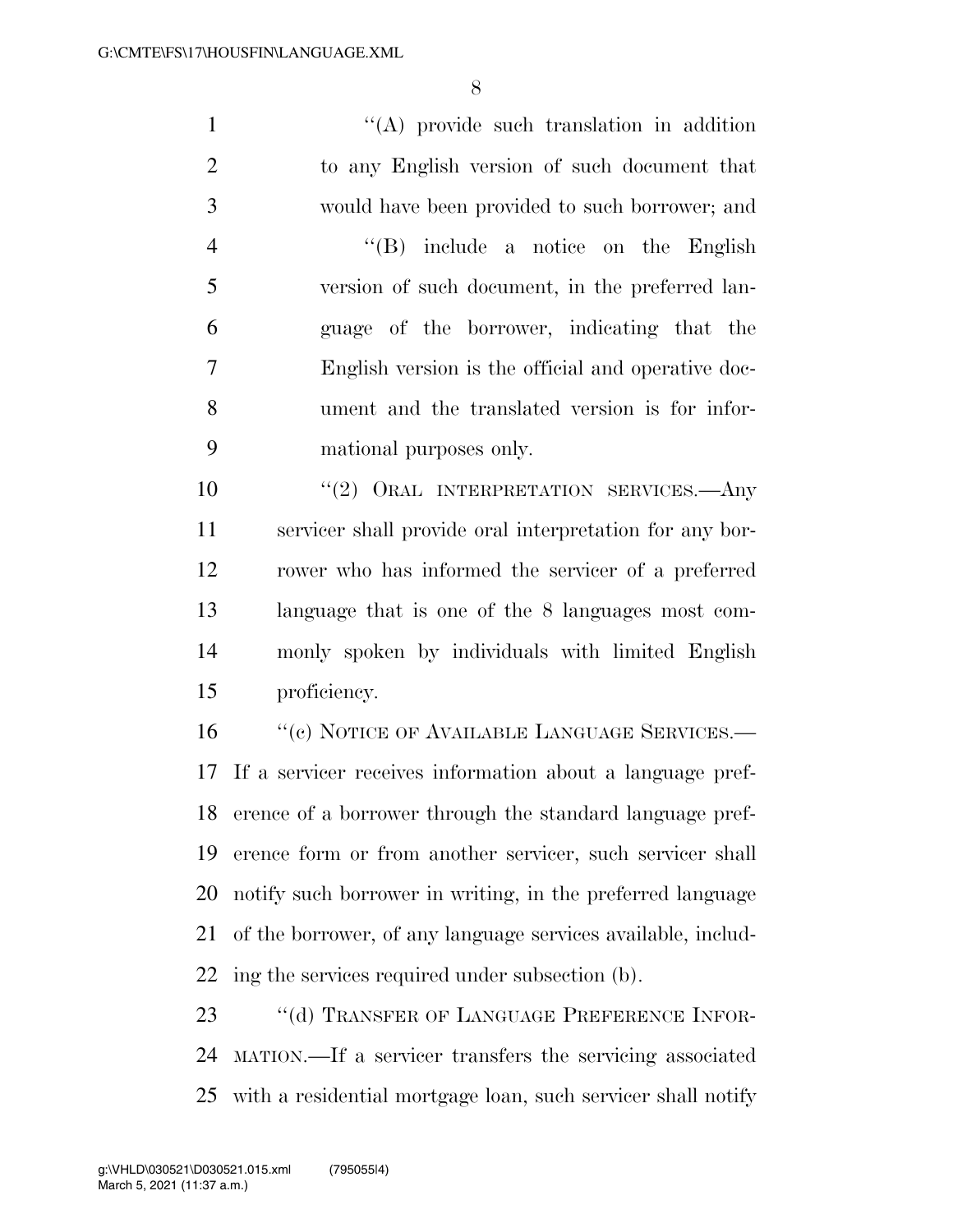"(A) provide such translation in addition to any English version of such document that would have been provided to such borrower; and

"(B) include a notice on the English version of such document, in the preferred language of the borrower, indicating that the English version is the official and operative document and the translated version is for informational purposes only.

"(2) ORAL INTERPRETATION SERVICES.—Any servicer shall provide oral interpretation for any borrower who has informed the servicer of a preferred language that is one of the 8 languages most commonly spoken by individuals with limited English proficiency.

"(c) NOTICE OF AVAILABLE LANGUAGE SERVICES.—If a servicer receives information about a language preference of a borrower through the standard language preference form or from another servicer, such servicer shall notify such borrower in writing, in the preferred language of the borrower, of any language services available, including the services required under subsection (b).

"(d) TRANSFER OF LANGUAGE PREFERENCE INFORMATION.—If a servicer transfers the servicing associated with a residential mortgage loan, such servicer shall notify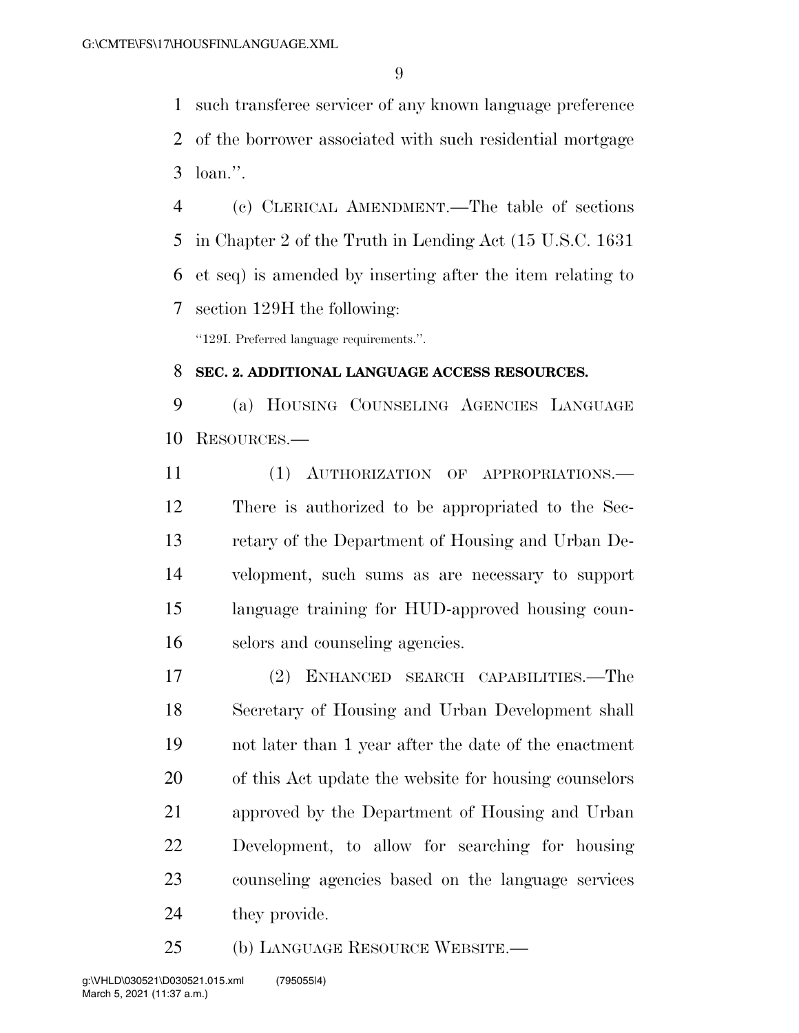such transferee servicer of any known language preference of the borrower associated with such residential mortgage loan.''.

(c) CLERICAL AMENDMENT.—The table of sections in Chapter 2 of the Truth in Lending Act (15 U.S.C. 1631 et seq) is amended by inserting after the item relating to section 129H the following:

``129I. Preferred language requirements.''.

**SEC. 2. ADDITIONAL LANGUAGE ACCESS RESOURCES.**

(a) HOUSING COUNSELING AGENCIES LANGUAGE RESOURCES.—

(1) AUTHORIZATION OF APPROPRIATIONS.— There is authorized to be appropriated to the Secretary of the Department of Housing and Urban Development, such sums as are necessary to support language training for HUD-approved housing counselors and counseling agencies.

(2) ENHANCED SEARCH CAPABILITIES.—The Secretary of Housing and Urban Development shall not later than 1 year after the date of the enactment of this Act update the website for housing counselors approved by the Department of Housing and Urban Development, to allow for searching for housing counseling agencies based on the language services they provide.

(b) LANGUAGE RESOURCE WEBSITE.—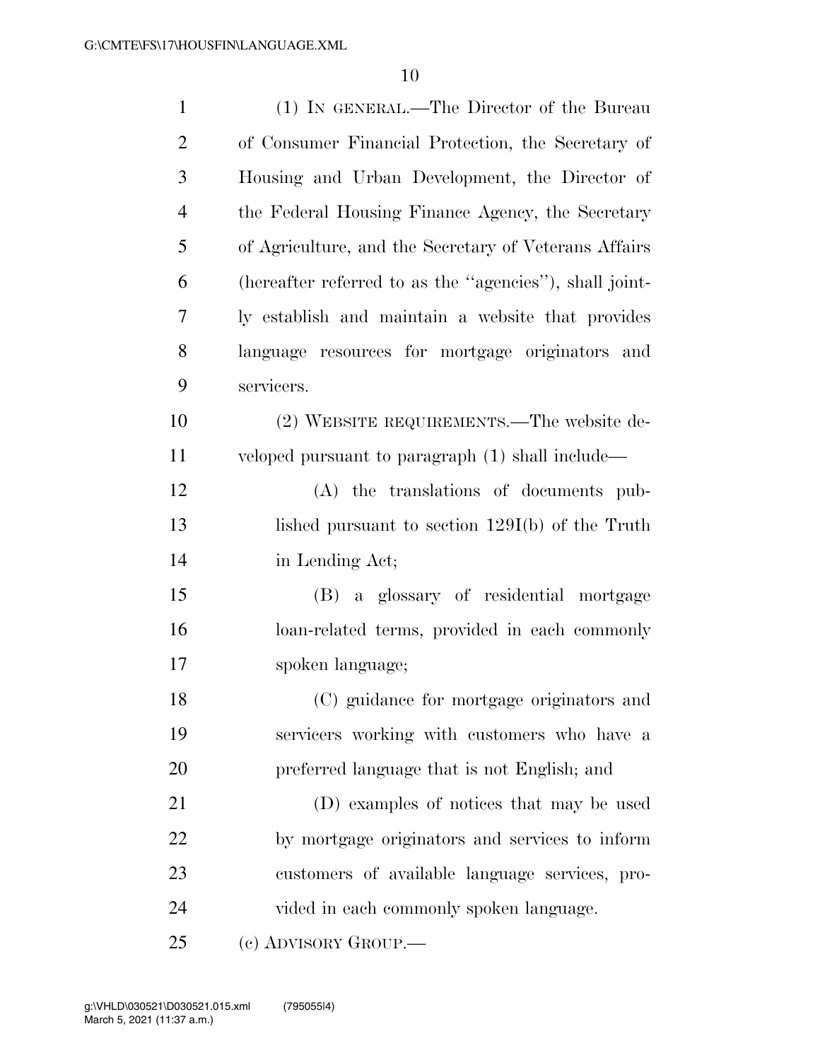(1) IN GENERAL.—The Director of the Bureau of Consumer Financial Protection, the Secretary of Housing and Urban Development, the Director of the Federal Housing Finance Agency, the Secretary of Agriculture, and the Secretary of Veterans Affairs (hereafter referred to as the "agencies"), shall jointly establish and maintain a website that provides language resources for mortgage originators and servicers.

(2) WEBSITE REQUIREMENTS.—The website developed pursuant to paragraph (1) shall include—

(A) the translations of documents published pursuant to section 129I(b) of the Truth in Lending Act;

(B) a glossary of residential mortgage loan-related terms, provided in each commonly spoken language;

(C) guidance for mortgage originators and servicers working with customers who have a preferred language that is not English; and

(D) examples of notices that may be used by mortgage originators and services to inform customers of available language services, provided in each commonly spoken language.

(c) ADVISORY GROUP.—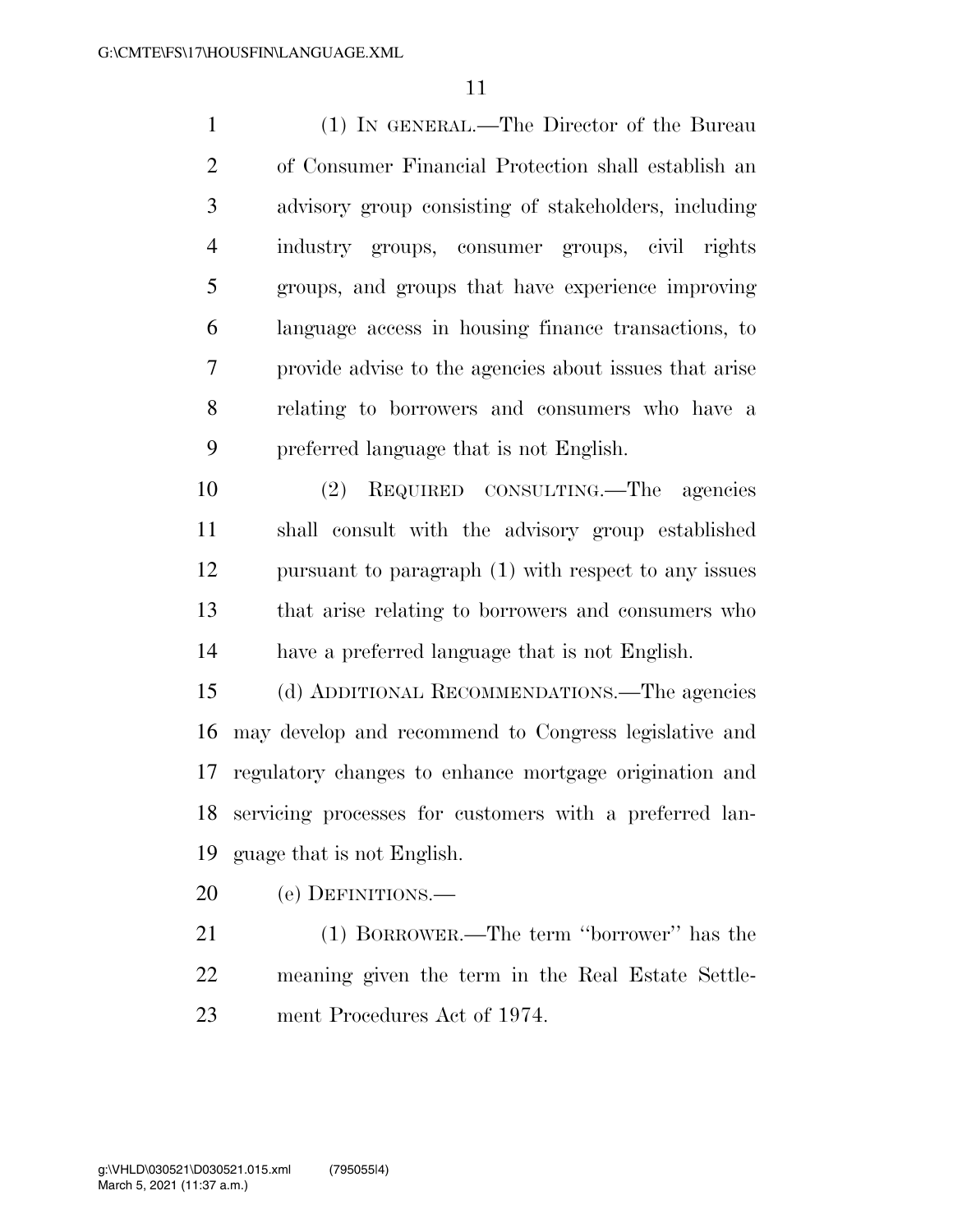(1) IN GENERAL.—The Director of the Bureau of Consumer Financial Protection shall establish an advisory group consisting of stakeholders, including industry groups, consumer groups, civil rights groups, and groups that have experience improving language access in housing finance transactions, to provide advise to the agencies about issues that arise relating to borrowers and consumers who have a preferred language that is not English.

(2) REQUIRED CONSULTING.—The agencies shall consult with the advisory group established pursuant to paragraph (1) with respect to any issues that arise relating to borrowers and consumers who have a preferred language that is not English.

(d) ADDITIONAL RECOMMENDATIONS.—The agencies may develop and recommend to Congress legislative and regulatory changes to enhance mortgage origination and servicing processes for customers with a preferred language that is not English.

(e) DEFINITIONS.—

(1) BORROWER.—The term ''borrower'' has the meaning given the term in the Real Estate Settlement Procedures Act of 1974.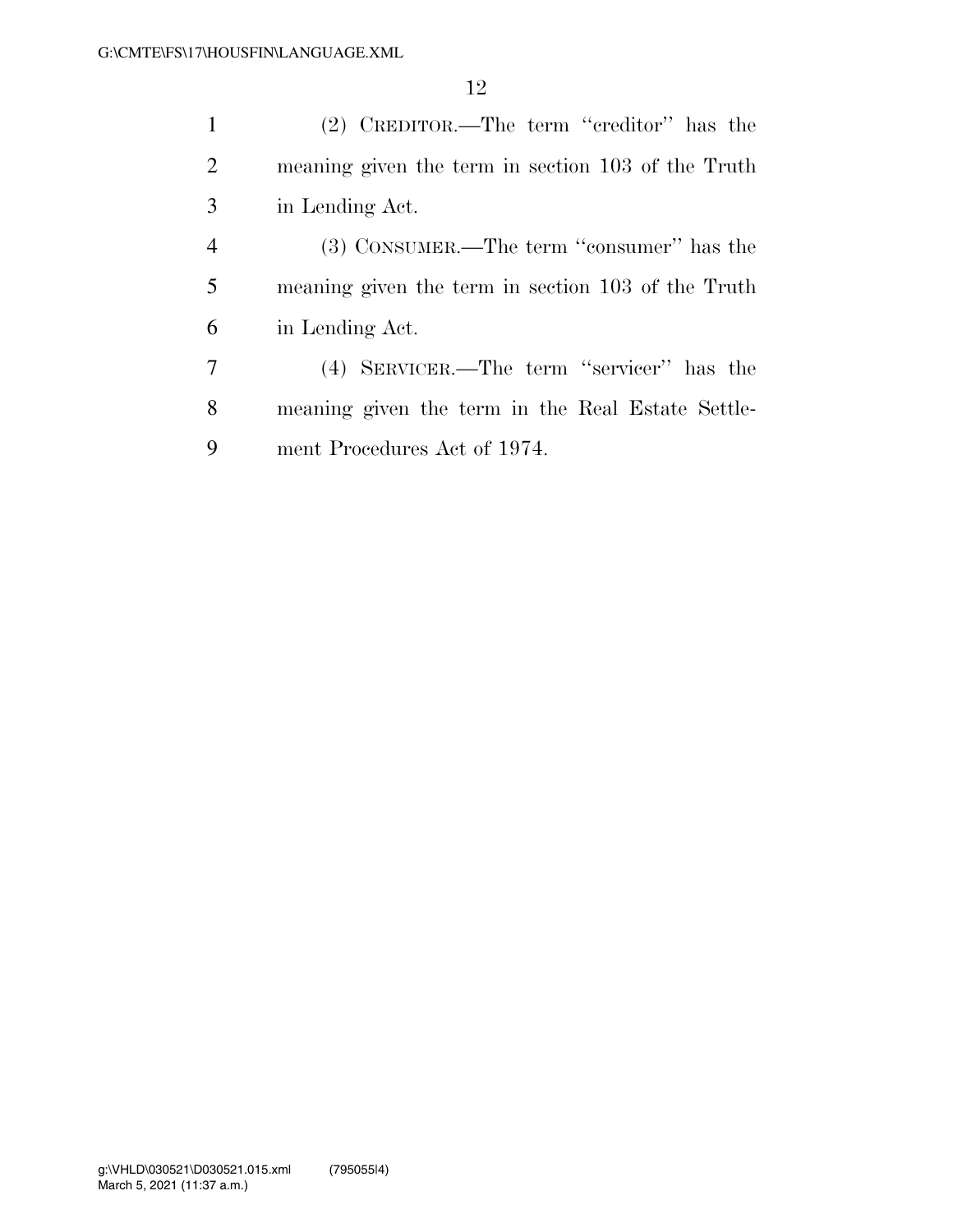(2) CREDITOR.—The term "creditor" has the meaning given the term in section 103 of the Truth in Lending Act.

(3) CONSUMER.—The term "consumer" has the meaning given the term in section 103 of the Truth in Lending Act.

(4) SERVICER.—The term "servicer" has the meaning given the term in the Real Estate Settlement Procedures Act of 1974.